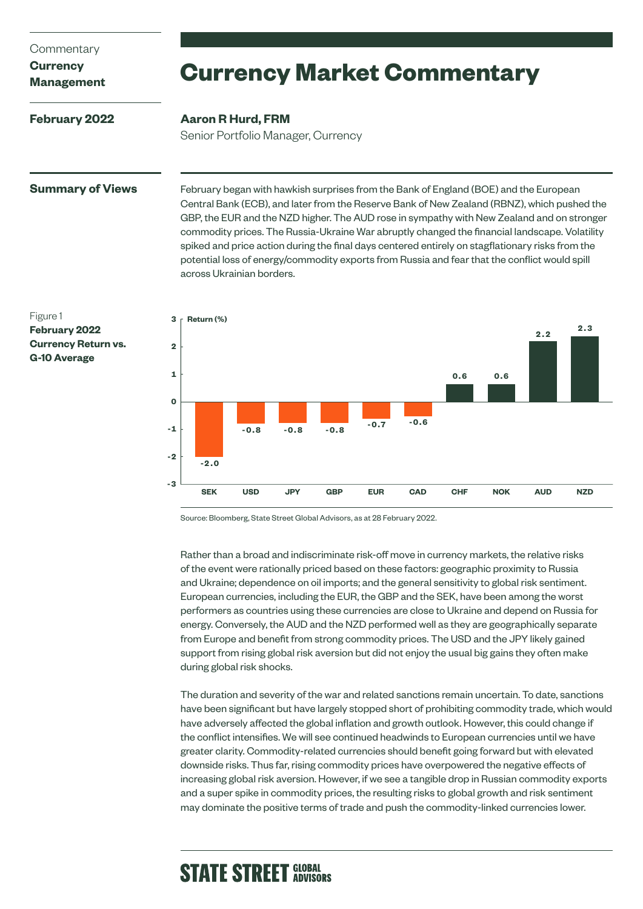Commentary
**Currency Management**

**February 2022**

# Currency Market Commentary

**Aaron R Hurd, FRM**
Senior Portfolio Manager, Currency

## Summary of Views

February began with hawkish surprises from the Bank of England (BOE) and the European Central Bank (ECB), and later from the Reserve Bank of New Zealand (RBNZ), which pushed the GBP, the EUR and the NZD higher. The AUD rose in sympathy with New Zealand and on stronger commodity prices. The Russia-Ukraine War abruptly changed the financial landscape. Volatility spiked and price action during the final days centered entirely on stagflationary risks from the potential loss of energy/commodity exports from Russia and fear that the conflict would spill across Ukrainian borders.

Figure 1
**February 2022 Currency Return vs. G-10 Average**

| Currency | Return (%) |
|---|---|
| SEK | -2.0 |
| USD | -0.8 |
| JPY | -0.8 |
| GBP | -0.8 |
| EUR | -0.7 |
| CAD | -0.6 |
| CHF | 0.6 |
| NOK | 0.6 |
| AUD | 2.2 |
| NZD | 2.3 |

Source: Bloomberg, State Street Global Advisors, as at 28 February 2022.

Rather than a broad and indiscriminate risk-off move in currency markets, the relative risks of the event were rationally priced based on these factors: geographic proximity to Russia and Ukraine; dependence on oil imports; and the general sensitivity to global risk sentiment. European currencies, including the EUR, the GBP and the SEK, have been among the worst performers as countries using these currencies are close to Ukraine and depend on Russia for energy. Conversely, the AUD and the NZD performed well as they are geographically separate from Europe and benefit from strong commodity prices. The USD and the JPY likely gained support from rising global risk aversion but did not enjoy the usual big gains they often make during global risk shocks.

The duration and severity of the war and related sanctions remain uncertain. To date, sanctions have been significant but have largely stopped short of prohibiting commodity trade, which would have adversely affected the global inflation and growth outlook. However, this could change if the conflict intensifies. We will see continued headwinds to European currencies until we have greater clarity. Commodity-related currencies should benefit going forward but with elevated downside risks. Thus far, rising commodity prices have overpowered the negative effects of increasing global risk aversion. However, if we see a tangible drop in Russian commodity exports and a super spike in commodity prices, the resulting risks to global growth and risk sentiment may dominate the positive terms of trade and push the commodity-linked currencies lower.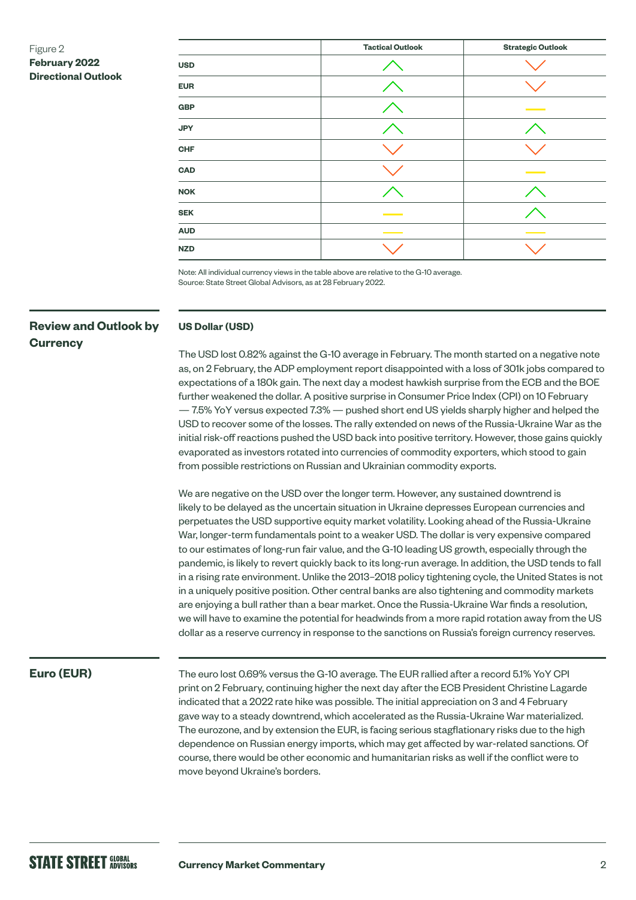Figure 2
**February 2022 Directional Outlook**

| | Tactical Outlook | Strategic Outlook |
|---|---|---|
| USD | ↑ | ↓ |
| EUR | ↑ | ↓ |
| GBP | ↑ | — |
| JPY | ↑ | ↑ |
| CHF | ↓ | ↓ |
| CAD | ↓ | — |
| NOK | ↑ | ↑ |
| SEK | — | ↑ |
| AUD | — | — |
| NZD | ↓ | ↓ |

Note: All individual currency views in the table above are relative to the G-10 average.
Source: State Street Global Advisors, as at 28 February 2022.

## Review and Outlook by Currency

### US Dollar (USD)

The USD lost 0.82% against the G-10 average in February. The month started on a negative note as, on 2 February, the ADP employment report disappointed with a loss of 301k jobs compared to expectations of a 180k gain. The next day a modest hawkish surprise from the ECB and the BOE further weakened the dollar. A positive surprise in Consumer Price Index (CPI) on 10 February — 7.5% YoY versus expected 7.3% — pushed short end US yields sharply higher and helped the USD to recover some of the losses. The rally extended on news of the Russia-Ukraine War as the initial risk-off reactions pushed the USD back into positive territory. However, those gains quickly evaporated as investors rotated into currencies of commodity exporters, which stood to gain from possible restrictions on Russian and Ukrainian commodity exports.

We are negative on the USD over the longer term. However, any sustained downtrend is likely to be delayed as the uncertain situation in Ukraine depresses European currencies and perpetuates the USD supportive equity market volatility. Looking ahead of the Russia-Ukraine War, longer-term fundamentals point to a weaker USD. The dollar is very expensive compared to our estimates of long-run fair value, and the G-10 leading US growth, especially through the pandemic, is likely to revert quickly back to its long-run average. In addition, the USD tends to fall in a rising rate environment. Unlike the 2013–2018 policy tightening cycle, the United States is not in a uniquely positive position. Other central banks are also tightening and commodity markets are enjoying a bull rather than a bear market. Once the Russia-Ukraine War finds a resolution, we will have to examine the potential for headwinds from a more rapid rotation away from the US dollar as a reserve currency in response to the sanctions on Russia's foreign currency reserves.

### Euro (EUR)

The euro lost 0.69% versus the G-10 average. The EUR rallied after a record 5.1% YoY CPI print on 2 February, continuing higher the next day after the ECB President Christine Lagarde indicated that a 2022 rate hike was possible. The initial appreciation on 3 and 4 February gave way to a steady downtrend, which accelerated as the Russia-Ukraine War materialized. The eurozone, and by extension the EUR, is facing serious stagflationary risks due to the high dependence on Russian energy imports, which may get affected by war-related sanctions. Of course, there would be other economic and humanitarian risks as well if the conflict were to move beyond Ukraine's borders.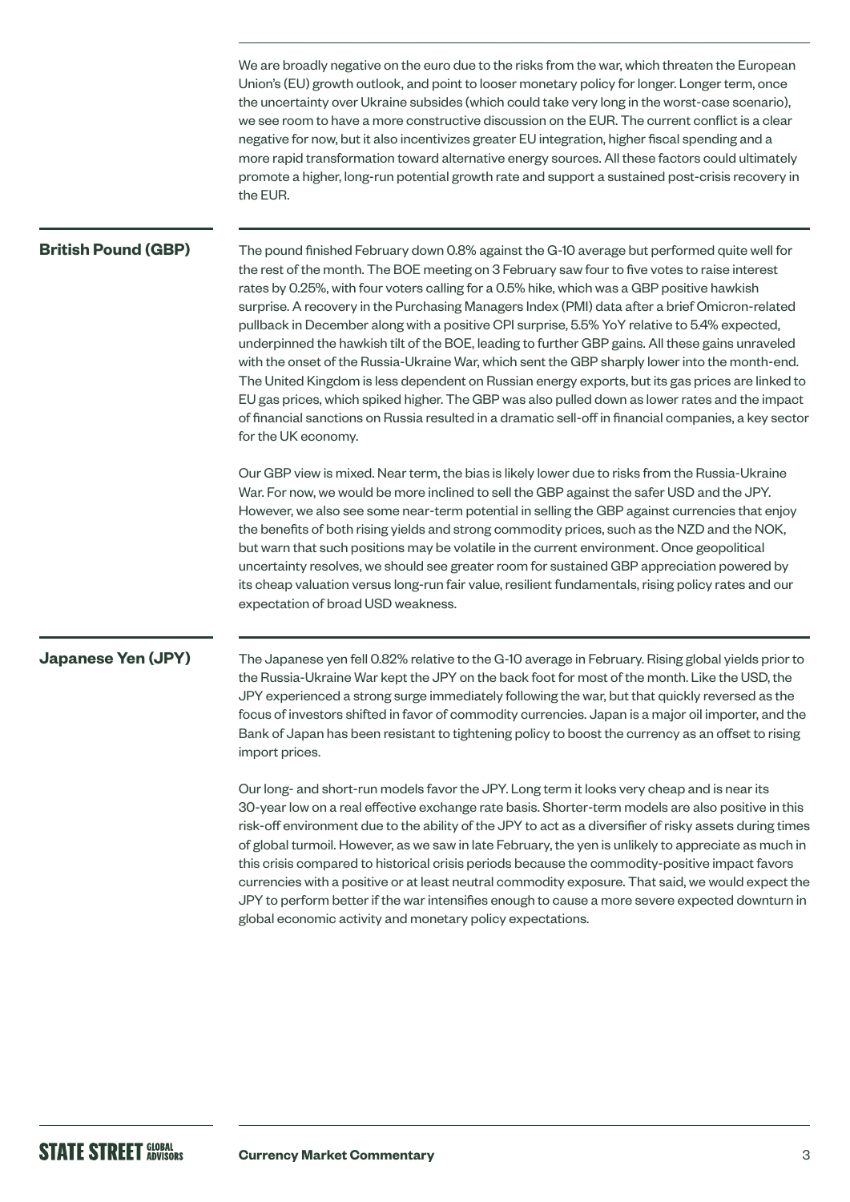We are broadly negative on the euro due to the risks from the war, which threaten the European Union's (EU) growth outlook, and point to looser monetary policy for longer. Longer term, once the uncertainty over Ukraine subsides (which could take very long in the worst-case scenario), we see room to have a more constructive discussion on the EUR. The current conflict is a clear negative for now, but it also incentivizes greater EU integration, higher fiscal spending and a more rapid transformation toward alternative energy sources. All these factors could ultimately promote a higher, long-run potential growth rate and support a sustained post-crisis recovery in the EUR.

## British Pound (GBP)

The pound finished February down 0.8% against the G-10 average but performed quite well for the rest of the month. The BOE meeting on 3 February saw four to five votes to raise interest rates by 0.25%, with four voters calling for a 0.5% hike, which was a GBP positive hawkish surprise. A recovery in the Purchasing Managers Index (PMI) data after a brief Omicron-related pullback in December along with a positive CPI surprise, 5.5% YoY relative to 5.4% expected, underpinned the hawkish tilt of the BOE, leading to further GBP gains. All these gains unraveled with the onset of the Russia-Ukraine War, which sent the GBP sharply lower into the month-end. The United Kingdom is less dependent on Russian energy exports, but its gas prices are linked to EU gas prices, which spiked higher. The GBP was also pulled down as lower rates and the impact of financial sanctions on Russia resulted in a dramatic sell-off in financial companies, a key sector for the UK economy.

Our GBP view is mixed. Near term, the bias is likely lower due to risks from the Russia-Ukraine War. For now, we would be more inclined to sell the GBP against the safer USD and the JPY. However, we also see some near-term potential in selling the GBP against currencies that enjoy the benefits of both rising yields and strong commodity prices, such as the NZD and the NOK, but warn that such positions may be volatile in the current environment. Once geopolitical uncertainty resolves, we should see greater room for sustained GBP appreciation powered by its cheap valuation versus long-run fair value, resilient fundamentals, rising policy rates and our expectation of broad USD weakness.

## Japanese Yen (JPY)

The Japanese yen fell 0.82% relative to the G-10 average in February. Rising global yields prior to the Russia-Ukraine War kept the JPY on the back foot for most of the month. Like the USD, the JPY experienced a strong surge immediately following the war, but that quickly reversed as the focus of investors shifted in favor of commodity currencies. Japan is a major oil importer, and the Bank of Japan has been resistant to tightening policy to boost the currency as an offset to rising import prices.

Our long- and short-run models favor the JPY. Long term it looks very cheap and is near its 30-year low on a real effective exchange rate basis. Shorter-term models are also positive in this risk-off environment due to the ability of the JPY to act as a diversifier of risky assets during times of global turmoil. However, as we saw in late February, the yen is unlikely to appreciate as much in this crisis compared to historical crisis periods because the commodity-positive impact favors currencies with a positive or at least neutral commodity exposure. That said, we would expect the JPY to perform better if the war intensifies enough to cause a more severe expected downturn in global economic activity and monetary policy expectations.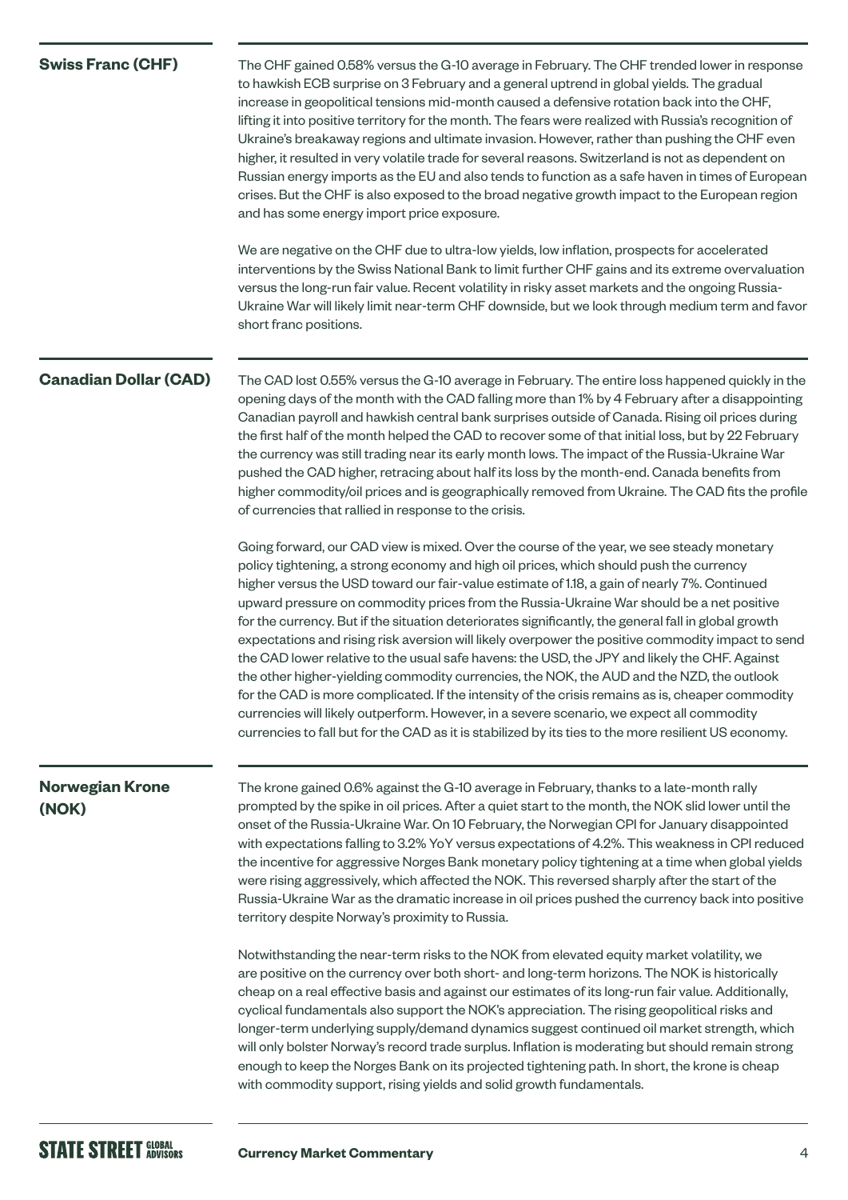## Swiss Franc (CHF)

The CHF gained 0.58% versus the G-10 average in February. The CHF trended lower in response to hawkish ECB surprise on 3 February and a general uptrend in global yields. The gradual increase in geopolitical tensions mid-month caused a defensive rotation back into the CHF, lifting it into positive territory for the month. The fears were realized with Russia's recognition of Ukraine's breakaway regions and ultimate invasion. However, rather than pushing the CHF even higher, it resulted in very volatile trade for several reasons. Switzerland is not as dependent on Russian energy imports as the EU and also tends to function as a safe haven in times of European crises. But the CHF is also exposed to the broad negative growth impact to the European region and has some energy import price exposure.

We are negative on the CHF due to ultra-low yields, low inflation, prospects for accelerated interventions by the Swiss National Bank to limit further CHF gains and its extreme overvaluation versus the long-run fair value. Recent volatility in risky asset markets and the ongoing Russia-Ukraine War will likely limit near-term CHF downside, but we look through medium term and favor short franc positions.

## Canadian Dollar (CAD)

The CAD lost 0.55% versus the G-10 average in February. The entire loss happened quickly in the opening days of the month with the CAD falling more than 1% by 4 February after a disappointing Canadian payroll and hawkish central bank surprises outside of Canada. Rising oil prices during the first half of the month helped the CAD to recover some of that initial loss, but by 22 February the currency was still trading near its early month lows. The impact of the Russia-Ukraine War pushed the CAD higher, retracing about half its loss by the month-end. Canada benefits from higher commodity/oil prices and is geographically removed from Ukraine. The CAD fits the profile of currencies that rallied in response to the crisis.

Going forward, our CAD view is mixed. Over the course of the year, we see steady monetary policy tightening, a strong economy and high oil prices, which should push the currency higher versus the USD toward our fair-value estimate of 1.18, a gain of nearly 7%. Continued upward pressure on commodity prices from the Russia-Ukraine War should be a net positive for the currency. But if the situation deteriorates significantly, the general fall in global growth expectations and rising risk aversion will likely overpower the positive commodity impact to send the CAD lower relative to the usual safe havens: the USD, the JPY and likely the CHF. Against the other higher-yielding commodity currencies, the NOK, the AUD and the NZD, the outlook for the CAD is more complicated. If the intensity of the crisis remains as is, cheaper commodity currencies will likely outperform. However, in a severe scenario, we expect all commodity currencies to fall but for the CAD as it is stabilized by its ties to the more resilient US economy.

## Norwegian Krone (NOK)

The krone gained 0.6% against the G-10 average in February, thanks to a late-month rally prompted by the spike in oil prices. After a quiet start to the month, the NOK slid lower until the onset of the Russia-Ukraine War. On 10 February, the Norwegian CPI for January disappointed with expectations falling to 3.2% YoY versus expectations of 4.2%. This weakness in CPI reduced the incentive for aggressive Norges Bank monetary policy tightening at a time when global yields were rising aggressively, which affected the NOK. This reversed sharply after the start of the Russia-Ukraine War as the dramatic increase in oil prices pushed the currency back into positive territory despite Norway's proximity to Russia.

Notwithstanding the near-term risks to the NOK from elevated equity market volatility, we are positive on the currency over both short- and long-term horizons. The NOK is historically cheap on a real effective basis and against our estimates of its long-run fair value. Additionally, cyclical fundamentals also support the NOK's appreciation. The rising geopolitical risks and longer-term underlying supply/demand dynamics suggest continued oil market strength, which will only bolster Norway's record trade surplus. Inflation is moderating but should remain strong enough to keep the Norges Bank on its projected tightening path. In short, the krone is cheap with commodity support, rising yields and solid growth fundamentals.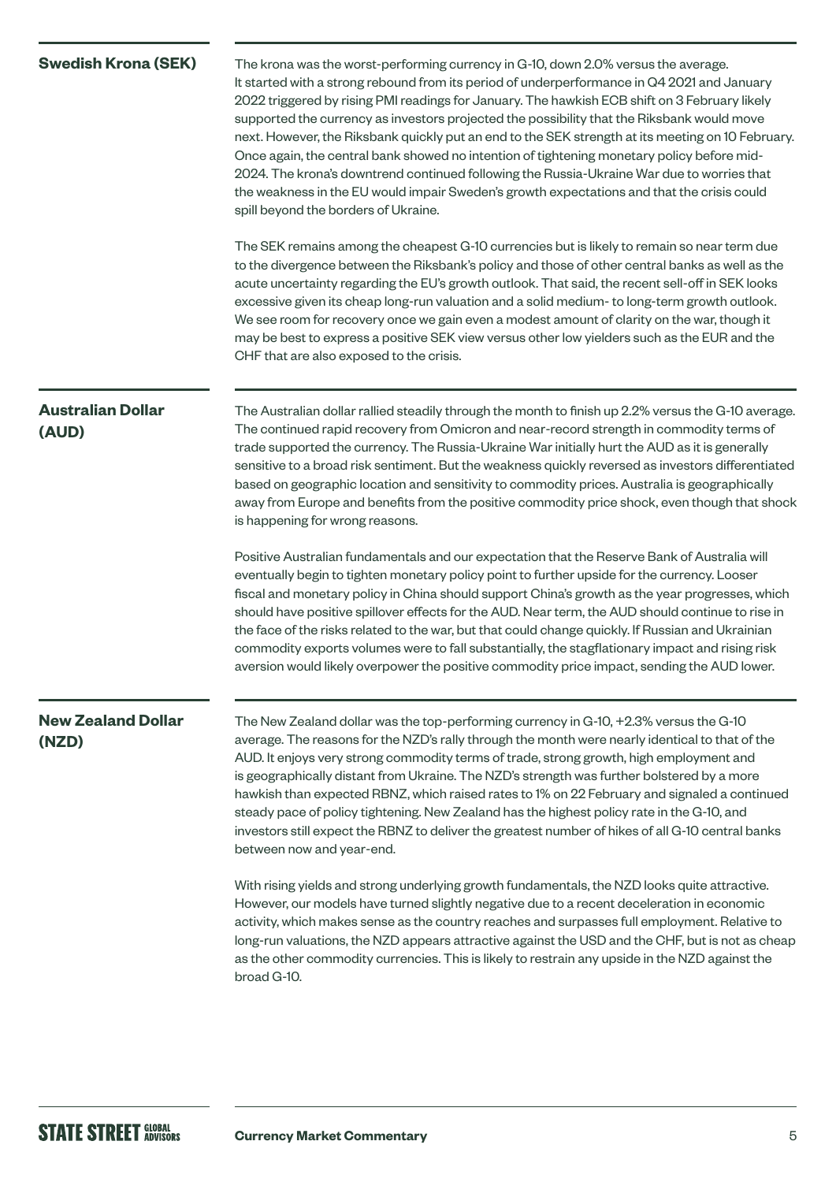## Swedish Krona (SEK)

The krona was the worst-performing currency in G-10, down 2.0% versus the average. It started with a strong rebound from its period of underperformance in Q4 2021 and January 2022 triggered by rising PMI readings for January. The hawkish ECB shift on 3 February likely supported the currency as investors projected the possibility that the Riksbank would move next. However, the Riksbank quickly put an end to the SEK strength at its meeting on 10 February. Once again, the central bank showed no intention of tightening monetary policy before mid-2024. The krona's downtrend continued following the Russia-Ukraine War due to worries that the weakness in the EU would impair Sweden's growth expectations and that the crisis could spill beyond the borders of Ukraine.

The SEK remains among the cheapest G-10 currencies but is likely to remain so near term due to the divergence between the Riksbank's policy and those of other central banks as well as the acute uncertainty regarding the EU's growth outlook. That said, the recent sell-off in SEK looks excessive given its cheap long-run valuation and a solid medium- to long-term growth outlook. We see room for recovery once we gain even a modest amount of clarity on the war, though it may be best to express a positive SEK view versus other low yielders such as the EUR and the CHF that are also exposed to the crisis.

## Australian Dollar (AUD)

The Australian dollar rallied steadily through the month to finish up 2.2% versus the G-10 average. The continued rapid recovery from Omicron and near-record strength in commodity terms of trade supported the currency. The Russia-Ukraine War initially hurt the AUD as it is generally sensitive to a broad risk sentiment. But the weakness quickly reversed as investors differentiated based on geographic location and sensitivity to commodity prices. Australia is geographically away from Europe and benefits from the positive commodity price shock, even though that shock is happening for wrong reasons.

Positive Australian fundamentals and our expectation that the Reserve Bank of Australia will eventually begin to tighten monetary policy point to further upside for the currency. Looser fiscal and monetary policy in China should support China's growth as the year progresses, which should have positive spillover effects for the AUD. Near term, the AUD should continue to rise in the face of the risks related to the war, but that could change quickly. If Russian and Ukrainian commodity exports volumes were to fall substantially, the stagflationary impact and rising risk aversion would likely overpower the positive commodity price impact, sending the AUD lower.

## New Zealand Dollar (NZD)

The New Zealand dollar was the top-performing currency in G-10, +2.3% versus the G-10 average. The reasons for the NZD's rally through the month were nearly identical to that of the AUD. It enjoys very strong commodity terms of trade, strong growth, high employment and is geographically distant from Ukraine. The NZD's strength was further bolstered by a more hawkish than expected RBNZ, which raised rates to 1% on 22 February and signaled a continued steady pace of policy tightening. New Zealand has the highest policy rate in the G-10, and investors still expect the RBNZ to deliver the greatest number of hikes of all G-10 central banks between now and year-end.

With rising yields and strong underlying growth fundamentals, the NZD looks quite attractive. However, our models have turned slightly negative due to a recent deceleration in economic activity, which makes sense as the country reaches and surpasses full employment. Relative to long-run valuations, the NZD appears attractive against the USD and the CHF, but is not as cheap as the other commodity currencies. This is likely to restrain any upside in the NZD against the broad G-10.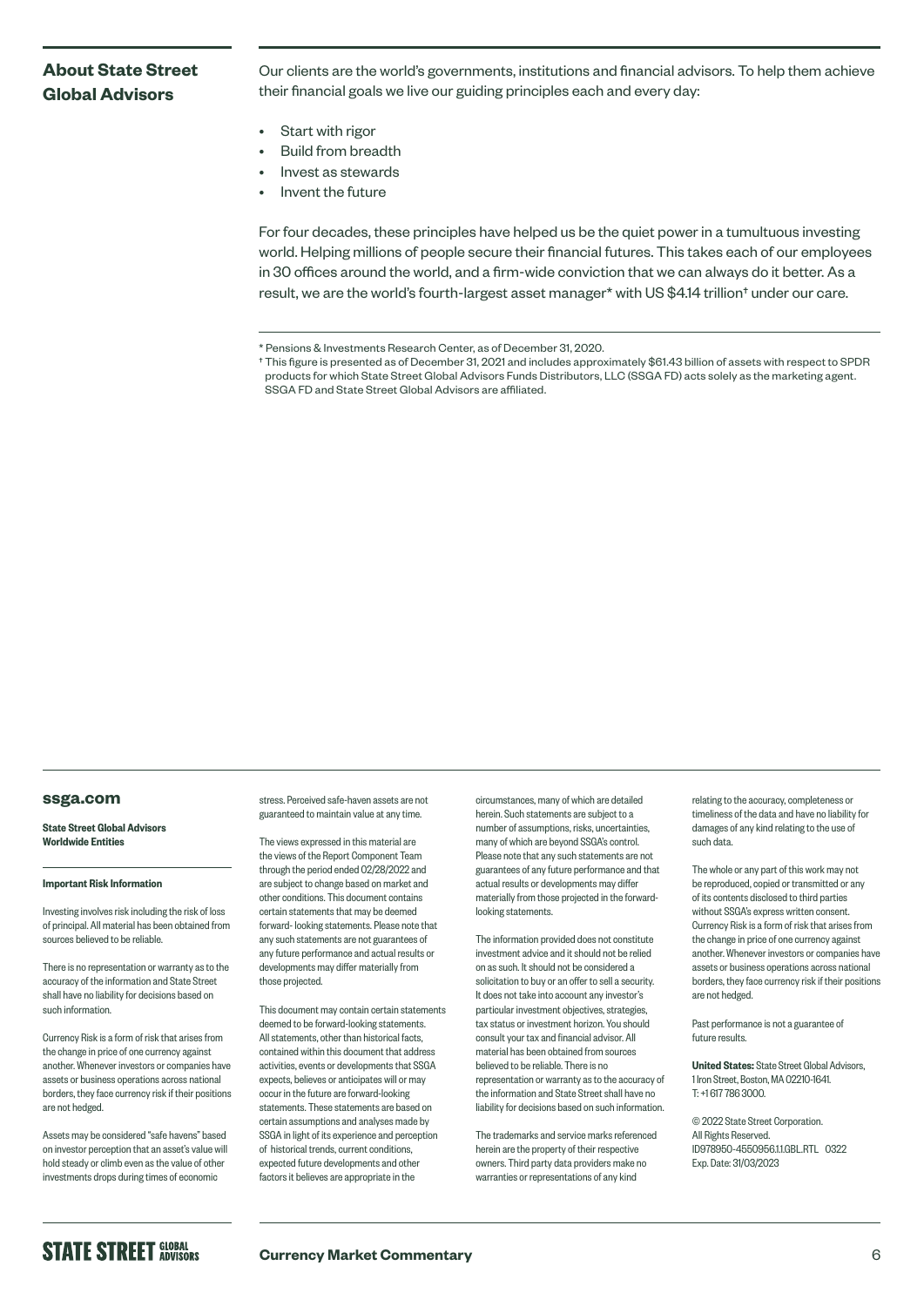## About State Street Global Advisors

Our clients are the world's governments, institutions and financial advisors. To help them achieve their financial goals we live our guiding principles each and every day:

- Start with rigor
- Build from breadth
- Invest as stewards
- Invent the future

For four decades, these principles have helped us be the quiet power in a tumultuous investing world. Helping millions of people secure their financial futures. This takes each of our employees in 30 offices around the world, and a firm-wide conviction that we can always do it better. As a result, we are the world's fourth-largest asset manager* with US $4.14 trillion† under our care.

\* Pensions & Investments Research Center, as of December 31, 2020.

† This figure is presented as of December 31, 2021 and includes approximately $61.43 billion of assets with respect to SPDR products for which State Street Global Advisors Funds Distributors, LLC (SSGA FD) acts solely as the marketing agent. SSGA FD and State Street Global Advisors are affiliated.

**ssga.com**

**State Street Global Advisors Worldwide Entities**

**Important Risk Information**

Investing involves risk including the risk of loss of principal. All material has been obtained from sources believed to be reliable.

There is no representation or warranty as to the accuracy of the information and State Street shall have no liability for decisions based on such information.

Currency Risk is a form of risk that arises from the change in price of one currency against another. Whenever investors or companies have assets or business operations across national borders, they face currency risk if their positions are not hedged.

Assets may be considered "safe havens" based on investor perception that an asset's value will hold steady or climb even as the value of other investments drops during times of economic stress. Perceived safe-haven assets are not guaranteed to maintain value at any time.

The views expressed in this material are the views of the Report Component Team through the period ended 02/28/2022 and are subject to change based on market and other conditions. This document contains certain statements that may be deemed forward- looking statements. Please note that any such statements are not guarantees of any future performance and actual results or developments may differ materially from those projected.

This document may contain certain statements deemed to be forward-looking statements. All statements, other than historical facts, contained within this document that address activities, events or developments that SSGA expects, believes or anticipates will or may occur in the future are forward-looking statements. These statements are based on certain assumptions and analyses made by SSGA in light of its experience and perception of historical trends, current conditions, expected future developments and other factors it believes are appropriate in the circumstances, many of which are detailed herein. Such statements are subject to a number of assumptions, risks, uncertainties, many of which are beyond SSGA's control. Please note that any such statements are not guarantees of any future performance and that actual results or developments may differ materially from those projected in the forward-looking statements.

The information provided does not constitute investment advice and it should not be relied on as such. It should not be considered a solicitation to buy or an offer to sell a security. It does not take into account any investor's particular investment objectives, strategies, tax status or investment horizon. You should consult your tax and financial advisor. All material has been obtained from sources believed to be reliable. There is no representation or warranty as to the accuracy of the information and State Street shall have no liability for decisions based on such information.

The trademarks and service marks referenced herein are the property of their respective owners. Third party data providers make no warranties or representations of any kind relating to the accuracy, completeness or timeliness of the data and have no liability for damages of any kind relating to the use of such data.

The whole or any part of this work may not be reproduced, copied or transmitted or any of its contents disclosed to third parties without SSGA's express written consent. Currency Risk is a form of risk that arises from the change in price of one currency against another. Whenever investors or companies have assets or business operations across national borders, they face currency risk if their positions are not hedged.

Past performance is not a guarantee of future results.

**United States:** State Street Global Advisors, 1 Iron Street, Boston, MA 02210-1641. T: +1 617 786 3000.

© 2022 State Street Corporation. All Rights Reserved. ID978950-4550956.1.1.GBL.RTL 0322 Exp. Date: 31/03/2023

STATE STREET GLOBAL ADVISORS